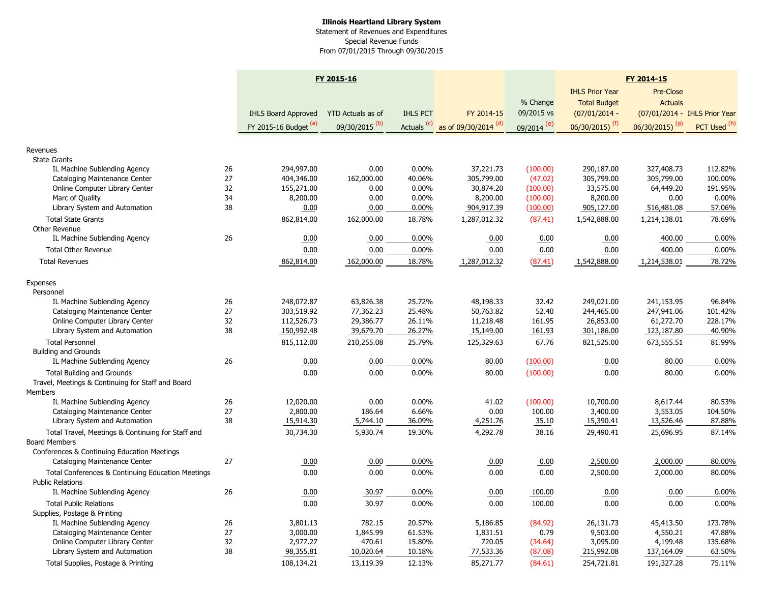**Illinois Heartland Library System**
Statement of Revenues and Expenditures
Special Revenue Funds
From 07/01/2015 Through 09/30/2015

| | | FY 2015-16 | | | | | FY 2014-15 | | |
|---|---|---|---|---|---|---|---|---|---|
| | | IHLS Board Approved FY 2015-16 Budget [a] | YTD Actuals as of 09/30/2015 [b] | IHLS PCT Actuals [c] | FY 2014-15 as of 09/30/2014 [d] | % Change 09/2015 vs 09/2014 [e] | IHLS Prior Year Total Budget (07/01/2014 - 06/30/2015) [f] | Pre-Close Actuals (07/01/2014 - 06/30/2015) [g] | IHLS Prior Year PCT Used [h] |
| **Revenues** | | | | | | | | | |
| State Grants | | | | | | | | | |
| IL Machine Sublending Agency | 26 | 294,997.00 | 0.00 | 0.00% | 37,221.73 | (100.00) | 290,187.00 | 327,408.73 | 112.82% |
| Cataloging Maintenance Center | 27 | 404,346.00 | 162,000.00 | 40.06% | 305,799.00 | (47.02) | 305,799.00 | 305,799.00 | 100.00% |
| Online Computer Library Center | 32 | 155,271.00 | 0.00 | 0.00% | 30,874.20 | (100.00) | 33,575.00 | 64,449.20 | 191.95% |
| Marc of Quality | 34 | 8,200.00 | 0.00 | 0.00% | 8,200.00 | (100.00) | 8,200.00 | 0.00 | 0.00% |
| Library System and Automation | 38 | 0.00 | 0.00 | 0.00% | 904,917.39 | (100.00) | 905,127.00 | 516,481.08 | 57.06% |
| Total State Grants | | 862,814.00 | 162,000.00 | 18.78% | 1,287,012.32 | (87.41) | 1,542,888.00 | 1,214,138.01 | 78.69% |
| Other Revenue | | | | | | | | | |
| IL Machine Sublending Agency | 26 | 0.00 | 0.00 | 0.00% | 0.00 | 0.00 | 0.00 | 400.00 | 0.00% |
| Total Other Revenue | | 0.00 | 0.00 | 0.00% | 0.00 | 0.00 | 0.00 | 400.00 | 0.00% |
| Total Revenues | | 862,814.00 | 162,000.00 | 18.78% | 1,287,012.32 | (87.41) | 1,542,888.00 | 1,214,538.01 | 78.72% |
| **Expenses** | | | | | | | | | |
| Personnel | | | | | | | | | |
| IL Machine Sublending Agency | 26 | 248,072.87 | 63,826.38 | 25.72% | 48,198.33 | 32.42 | 249,021.00 | 241,153.95 | 96.84% |
| Cataloging Maintenance Center | 27 | 303,519.92 | 77,362.23 | 25.48% | 50,763.82 | 52.40 | 244,465.00 | 247,941.06 | 101.42% |
| Online Computer Library Center | 32 | 112,526.73 | 29,386.77 | 26.11% | 11,218.48 | 161.95 | 26,853.00 | 61,272.70 | 228.17% |
| Library System and Automation | 38 | 150,992.48 | 39,679.70 | 26.27% | 15,149.00 | 161.93 | 301,186.00 | 123,187.80 | 40.90% |
| Total Personnel | | 815,112.00 | 210,255.08 | 25.79% | 125,329.63 | 67.76 | 821,525.00 | 673,555.51 | 81.99% |
| Building and Grounds | | | | | | | | | |
| IL Machine Sublending Agency | 26 | 0.00 | 0.00 | 0.00% | 80.00 | (100.00) | 0.00 | 80.00 | 0.00% |
| Total Building and Grounds | | 0.00 | 0.00 | 0.00% | 80.00 | (100.00) | 0.00 | 80.00 | 0.00% |
| Travel, Meetings & Continuing for Staff and Board Members | | | | | | | | | |
| IL Machine Sublending Agency | 26 | 12,020.00 | 0.00 | 0.00% | 41.02 | (100.00) | 10,700.00 | 8,617.44 | 80.53% |
| Cataloging Maintenance Center | 27 | 2,800.00 | 186.64 | 6.66% | 0.00 | 100.00 | 3,400.00 | 3,553.05 | 104.50% |
| Library System and Automation | 38 | 15,914.30 | 5,744.10 | 36.09% | 4,251.76 | 35.10 | 15,390.41 | 13,526.46 | 87.88% |
| Total Travel, Meetings & Continuing for Staff and Board Members | | 30,734.30 | 5,930.74 | 19.30% | 4,292.78 | 38.16 | 29,490.41 | 25,696.95 | 87.14% |
| Conferences & Continuing Education Meetings | | | | | | | | | |
| Cataloging Maintenance Center | 27 | 0.00 | 0.00 | 0.00% | 0.00 | 0.00 | 2,500.00 | 2,000.00 | 80.00% |
| Total Conferences & Continuing Education Meetings | | 0.00 | 0.00 | 0.00% | 0.00 | 0.00 | 2,500.00 | 2,000.00 | 80.00% |
| Public Relations | | | | | | | | | |
| IL Machine Sublending Agency | 26 | 0.00 | 30.97 | 0.00% | 0.00 | 100.00 | 0.00 | 0.00 | 0.00% |
| Total Public Relations | | 0.00 | 30.97 | 0.00% | 0.00 | 100.00 | 0.00 | 0.00 | 0.00% |
| Supplies, Postage & Printing | | | | | | | | | |
| IL Machine Sublending Agency | 26 | 3,801.13 | 782.15 | 20.57% | 5,186.85 | (84.92) | 26,131.73 | 45,413.50 | 173.78% |
| Cataloging Maintenance Center | 27 | 3,000.00 | 1,845.99 | 61.53% | 1,831.51 | 0.79 | 9,503.00 | 4,550.21 | 47.88% |
| Online Computer Library Center | 32 | 2,977.27 | 470.61 | 15.80% | 720.05 | (34.64) | 3,095.00 | 4,199.48 | 135.68% |
| Library System and Automation | 38 | 98,355.81 | 10,020.64 | 10.18% | 77,533.36 | (87.08) | 215,992.08 | 137,164.09 | 63.50% |
| Total Supplies, Postage & Printing | | 108,134.21 | 13,119.39 | 12.13% | 85,271.77 | (84.61) | 254,721.81 | 191,327.28 | 75.11% |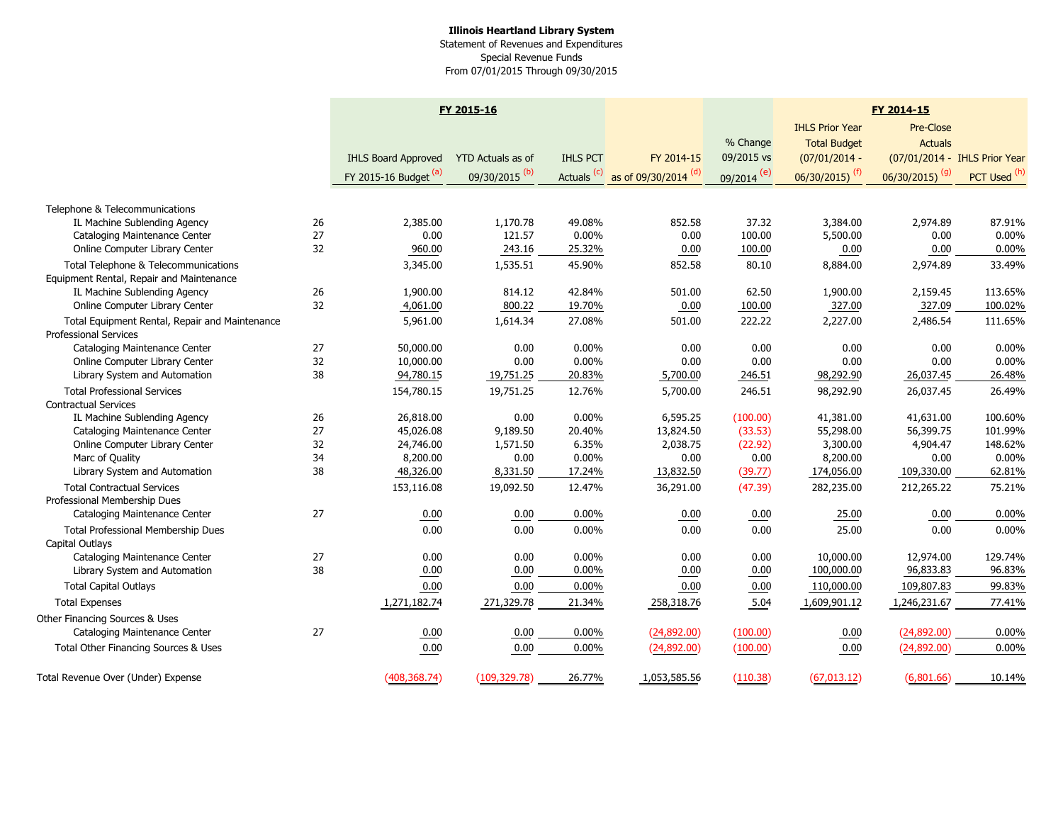**Illinois Heartland Library System**

Statement of Revenues and Expenditures

Special Revenue Funds

From 07/01/2015 Through 09/30/2015

| | | FY 2015-16 | | | | | FY 2014-15 | | |
|---|---|---|---|---|---|---|---|---|---|
| | | IHLS Board Approved FY 2015-16 Budget [a] | YTD Actuals as of 09/30/2015 [b] | IHLS PCT Actuals [c] | FY 2014-15 as of 09/30/2014 [d] | % Change 09/2015 vs 09/2014 [e] | IHLS Prior Year Total Budget (07/01/2014 - 06/30/2015) [f] | Pre-Close Actuals (07/01/2014 - 06/30/2015) [g] | IHLS Prior Year PCT Used [h] |
| Telephone & Telecommunications | | | | | | | | | |
| IL Machine Sublending Agency | 26 | 2,385.00 | 1,170.78 | 49.08% | 852.58 | 37.32 | 3,384.00 | 2,974.89 | 87.91% |
| Cataloging Maintenance Center | 27 | 0.00 | 121.57 | 0.00% | 0.00 | 100.00 | 5,500.00 | 0.00 | 0.00% |
| Online Computer Library Center | 32 | 960.00 | 243.16 | 25.32% | 0.00 | 100.00 | 0.00 | 0.00 | 0.00% |
| Total Telephone & Telecommunications | | 3,345.00 | 1,535.51 | 45.90% | 852.58 | 80.10 | 8,884.00 | 2,974.89 | 33.49% |
| Equipment Rental, Repair and Maintenance | | | | | | | | | |
| IL Machine Sublending Agency | 26 | 1,900.00 | 814.12 | 42.84% | 501.00 | 62.50 | 1,900.00 | 2,159.45 | 113.65% |
| Online Computer Library Center | 32 | 4,061.00 | 800.22 | 19.70% | 0.00 | 100.00 | 327.00 | 327.09 | 100.02% |
| Total Equipment Rental, Repair and Maintenance | | 5,961.00 | 1,614.34 | 27.08% | 501.00 | 222.22 | 2,227.00 | 2,486.54 | 111.65% |
| Professional Services | | | | | | | | | |
| Cataloging Maintenance Center | 27 | 50,000.00 | 0.00 | 0.00% | 0.00 | 0.00 | 0.00 | 0.00 | 0.00% |
| Online Computer Library Center | 32 | 10,000.00 | 0.00 | 0.00% | 0.00 | 0.00 | 0.00 | 0.00 | 0.00% |
| Library System and Automation | 38 | 94,780.15 | 19,751.25 | 20.83% | 5,700.00 | 246.51 | 98,292.90 | 26,037.45 | 26.48% |
| Total Professional Services | | 154,780.15 | 19,751.25 | 12.76% | 5,700.00 | 246.51 | 98,292.90 | 26,037.45 | 26.49% |
| Contractual Services | | | | | | | | | |
| IL Machine Sublending Agency | 26 | 26,818.00 | 0.00 | 0.00% | 6,595.25 | (100.00) | 41,381.00 | 41,631.00 | 100.60% |
| Cataloging Maintenance Center | 27 | 45,026.08 | 9,189.50 | 20.40% | 13,824.50 | (33.53) | 55,298.00 | 56,399.75 | 101.99% |
| Online Computer Library Center | 32 | 24,746.00 | 1,571.50 | 6.35% | 2,038.75 | (22.92) | 3,300.00 | 4,904.47 | 148.62% |
| Marc of Quality | 34 | 8,200.00 | 0.00 | 0.00% | 0.00 | 0.00 | 8,200.00 | 0.00 | 0.00% |
| Library System and Automation | 38 | 48,326.00 | 8,331.50 | 17.24% | 13,832.50 | (39.77) | 174,056.00 | 109,330.00 | 62.81% |
| Total Contractual Services | | 153,116.08 | 19,092.50 | 12.47% | 36,291.00 | (47.39) | 282,235.00 | 212,265.22 | 75.21% |
| Professional Membership Dues | | | | | | | | | |
| Cataloging Maintenance Center | 27 | 0.00 | 0.00 | 0.00% | 0.00 | 0.00 | 25.00 | 0.00 | 0.00% |
| Total Professional Membership Dues | | 0.00 | 0.00 | 0.00% | 0.00 | 0.00 | 25.00 | 0.00 | 0.00% |
| Capital Outlays | | | | | | | | | |
| Cataloging Maintenance Center | 27 | 0.00 | 0.00 | 0.00% | 0.00 | 0.00 | 10,000.00 | 12,974.00 | 129.74% |
| Library System and Automation | 38 | 0.00 | 0.00 | 0.00% | 0.00 | 0.00 | 100,000.00 | 96,833.83 | 96.83% |
| Total Capital Outlays | | 0.00 | 0.00 | 0.00% | 0.00 | 0.00 | 110,000.00 | 109,807.83 | 99.83% |
| Total Expenses | | 1,271,182.74 | 271,329.78 | 21.34% | 258,318.76 | 5.04 | 1,609,901.12 | 1,246,231.67 | 77.41% |
| Other Financing Sources & Uses | | | | | | | | | |
| Cataloging Maintenance Center | 27 | 0.00 | 0.00 | 0.00% | (24,892.00) | (100.00) | 0.00 | (24,892.00) | 0.00% |
| Total Other Financing Sources & Uses | | 0.00 | 0.00 | 0.00% | (24,892.00) | (100.00) | 0.00 | (24,892.00) | 0.00% |
| Total Revenue Over (Under) Expense | | (408,368.74) | (109,329.78) | 26.77% | 1,053,585.56 | (110.38) | (67,013.12) | (6,801.66) | 10.14% |